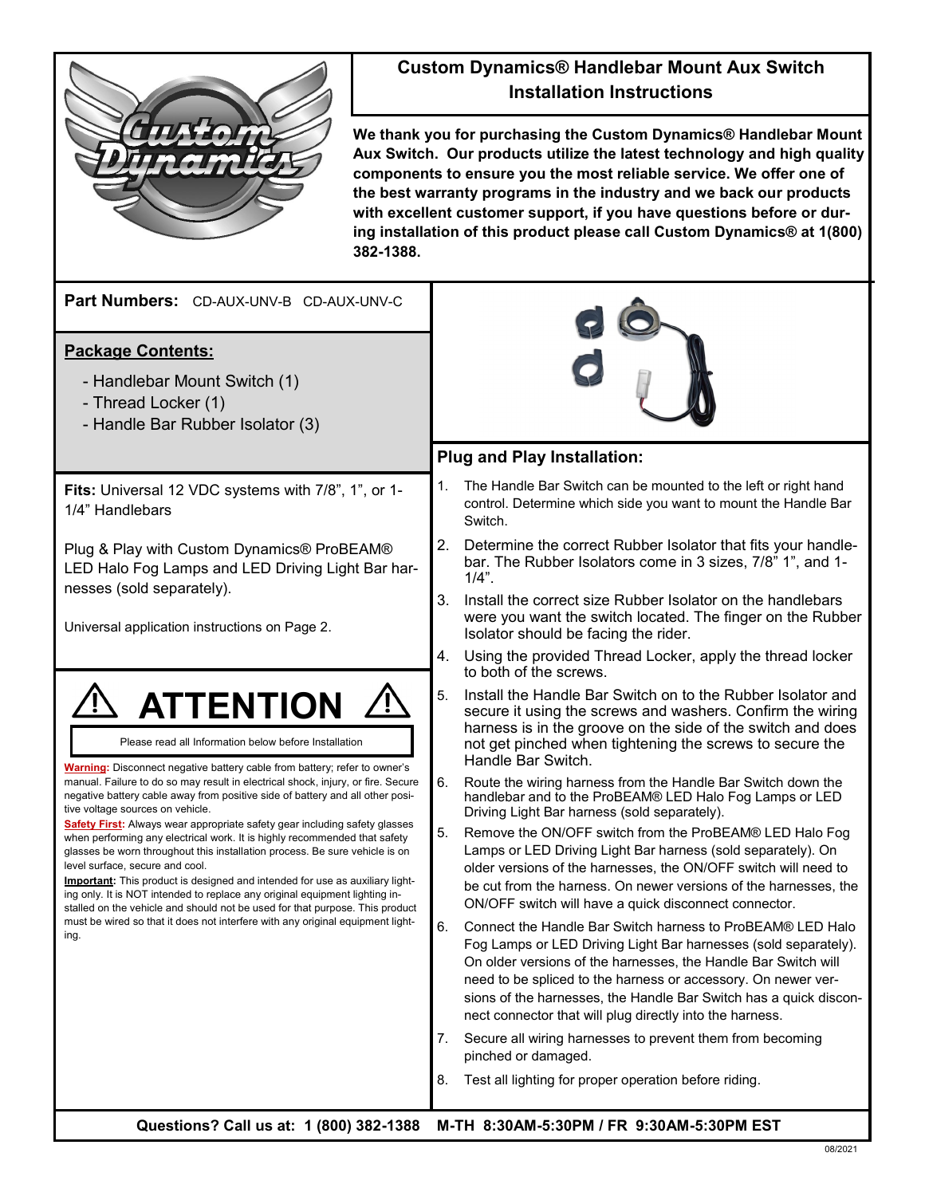# Custom Dynamics® Handlebar Mount Aux Switch Installation Instructions

**We thank you for purchasing the Custom Dynamics® Handlebar Mount Aux Switch. Our products utilize the latest technology and high quality components to ensure you the most reliable service. We offer one of the best warranty programs in the industry and we back our products with excellent customer support, if you have questions before or during installation of this product please call Custom Dynamics® at 1(800) 382-1388.**

**Part Numbers:** CD-AUX-UNV-B CD-AUX-UNV-C

**Package Contents:**

- Handlebar Mount Switch (1)
- Thread Locker (1)
- Handle Bar Rubber Isolator (3)

**Fits:** Universal 12 VDC systems with 7/8", 1", or 1-1/4" Handlebars

Plug & Play with Custom Dynamics® ProBEAM® LED Halo Fog Lamps and LED Driving Light Bar harnesses (sold separately).

Universal application instructions on Page 2.

## ⚠ ATTENTION ⚠

Please read all Information below before Installation

**Warning:** Disconnect negative battery cable from battery; refer to owner's manual. Failure to do so may result in electrical shock, injury, or fire. Secure negative battery cable away from positive side of battery and all other positive voltage sources on vehicle.

**Safety First:** Always wear appropriate safety gear including safety glasses when performing any electrical work. It is highly recommended that safety glasses be worn throughout this installation process. Be sure vehicle is on level surface, secure and cool.

**Important:** This product is designed and intended for use as auxiliary lighting only. It is NOT intended to replace any original equipment lighting installed on the vehicle and should not be used for that purpose. This product must be wired so that it does not interfere with any original equipment lighting.

## Plug and Play Installation:

1. The Handle Bar Switch can be mounted to the left or right hand control. Determine which side you want to mount the Handle Bar Switch.
2. Determine the correct Rubber Isolator that fits your handlebar. The Rubber Isolators come in 3 sizes, 7/8" 1", and 1-1/4".
3. Install the correct size Rubber Isolator on the handlebars were you want the switch located. The finger on the Rubber Isolator should be facing the rider.
4. Using the provided Thread Locker, apply the thread locker to both of the screws.
5. Install the Handle Bar Switch on to the Rubber Isolator and secure it using the screws and washers. Confirm the wiring harness is in the groove on the side of the switch and does not get pinched when tightening the screws to secure the Handle Bar Switch.
6. Route the wiring harness from the Handle Bar Switch down the handlebar and to the ProBEAM® LED Halo Fog Lamps or LED Driving Light Bar harness (sold separately).

5. Remove the ON/OFF switch from the ProBEAM® LED Halo Fog Lamps or LED Driving Light Bar harness (sold separately). On older versions of the harnesses, the ON/OFF switch will need to be cut from the harness. On newer versions of the harnesses, the ON/OFF switch will have a quick disconnect connector.
6. Connect the Handle Bar Switch harness to ProBEAM® LED Halo Fog Lamps or LED Driving Light Bar harnesses (sold separately). On older versions of the harnesses, the Handle Bar Switch will need to be spliced to the harness or accessory. On newer versions of the harnesses, the Handle Bar Switch has a quick disconnect connector that will plug directly into the harness.
7. Secure all wiring harnesses to prevent them from becoming pinched or damaged.
8. Test all lighting for proper operation before riding.

**Questions? Call us at: 1 (800) 382-1388 M-TH 8:30AM-5:30PM / FR 9:30AM-5:30PM EST**

08/2021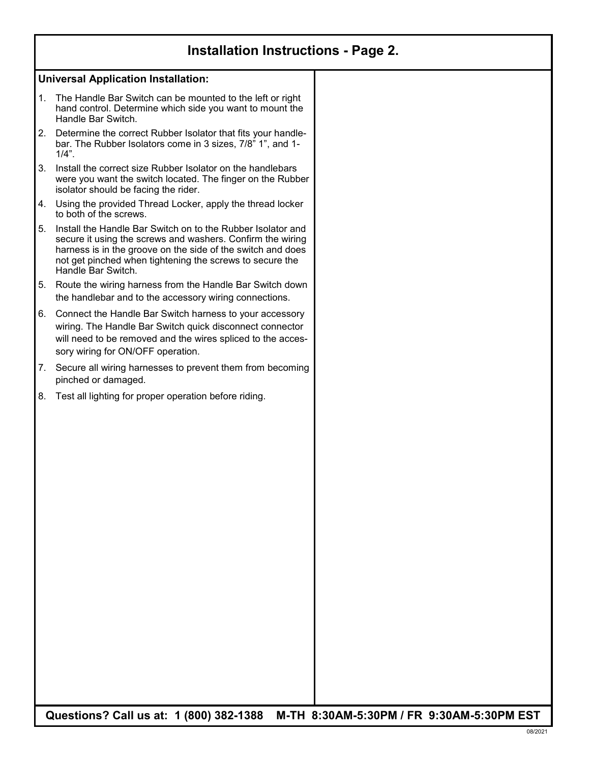# Installation Instructions - Page 2.

**Universal Application Installation:**

1. The Handle Bar Switch can be mounted to the left or right hand control. Determine which side you want to mount the Handle Bar Switch.
2. Determine the correct Rubber Isolator that fits your handlebar. The Rubber Isolators come in 3 sizes, 7/8" 1", and 1-1/4".
3. Install the correct size Rubber Isolator on the handlebars were you want the switch located. The finger on the Rubber isolator should be facing the rider.
4. Using the provided Thread Locker, apply the thread locker to both of the screws.
5. Install the Handle Bar Switch on to the Rubber Isolator and secure it using the screws and washers. Confirm the wiring harness is in the groove on the side of the switch and does not get pinched when tightening the screws to secure the Handle Bar Switch.
5. Route the wiring harness from the Handle Bar Switch down the handlebar and to the accessory wiring connections.
6. Connect the Handle Bar Switch harness to your accessory wiring. The Handle Bar Switch quick disconnect connector will need to be removed and the wires spliced to the accessory wiring for ON/OFF operation.
7. Secure all wiring harnesses to prevent them from becoming pinched or damaged.
8. Test all lighting for proper operation before riding.

**Questions? Call us at: 1 (800) 382-1388 M-TH 8:30AM-5:30PM / FR 9:30AM-5:30PM EST**

08/2021